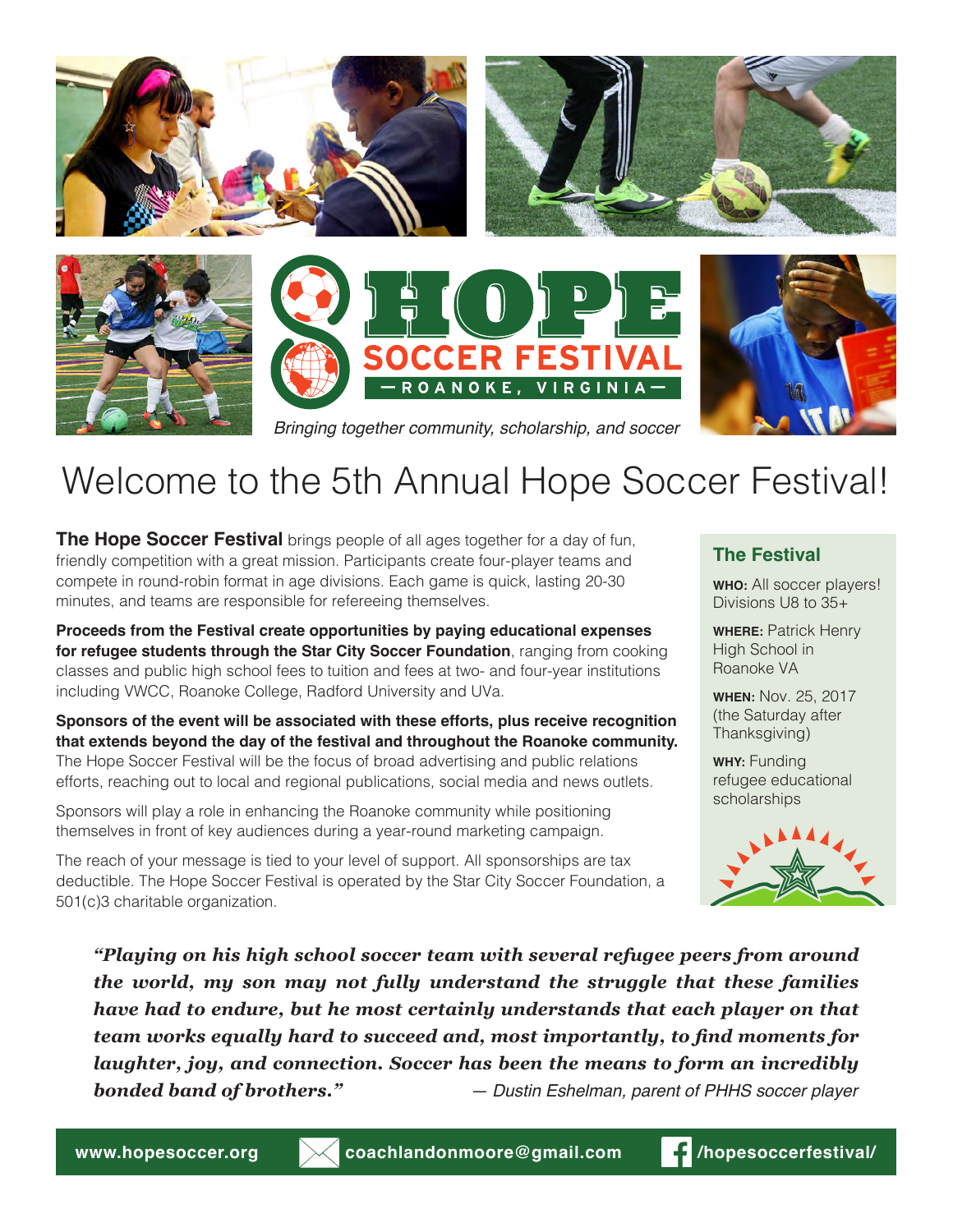# HOPE SOCCER FESTIVAL

— ROANOKE, VIRGINIA —

*Bringing together community, scholarship, and soccer*

# Welcome to the 5th Annual Hope Soccer Festival!

**The Hope Soccer Festival** brings people of all ages together for a day of fun, friendly competition with a great mission. Participants create four-player teams and compete in round-robin format in age divisions. Each game is quick, lasting 20-30 minutes, and teams are responsible for refereeing themselves.

**Proceeds from the Festival create opportunities by paying educational expenses for refugee students through the Star City Soccer Foundation**, ranging from cooking classes and public high school fees to tuition and fees at two- and four-year institutions including VWCC, Roanoke College, Radford University and UVa.

**Sponsors of the event will be associated with these efforts, plus receive recognition that extends beyond the day of the festival and throughout the Roanoke community.** The Hope Soccer Festival will be the focus of broad advertising and public relations efforts, reaching out to local and regional publications, social media and news outlets.

Sponsors will play a role in enhancing the Roanoke community while positioning themselves in front of key audiences during a year-round marketing campaign.

The reach of your message is tied to your level of support. All sponsorships are tax deductible. The Hope Soccer Festival is operated by the Star City Soccer Foundation, a 501(c)3 charitable organization.

## The Festival

**WHO:** All soccer players! Divisions U8 to 35+

**WHERE:** Patrick Henry High School in Roanoke VA

**WHEN:** Nov. 25, 2017 (the Saturday after Thanksgiving)

**WHY:** Funding refugee educational scholarships

***"Playing on his high school soccer team with several refugee peers from around the world, my son may not fully understand the struggle that these families have had to endure, but he most certainly understands that each player on that team works equally hard to succeed and, most importantly, to find moments for laughter, joy, and connection. Soccer has been the means to form an incredibly bonded band of brothers."***

*— Dustin Eshelman, parent of PHHS soccer player*

**www.hopesoccer.org** | **coachlandonmoore@gmail.com** | **/hopesoccerfestival/**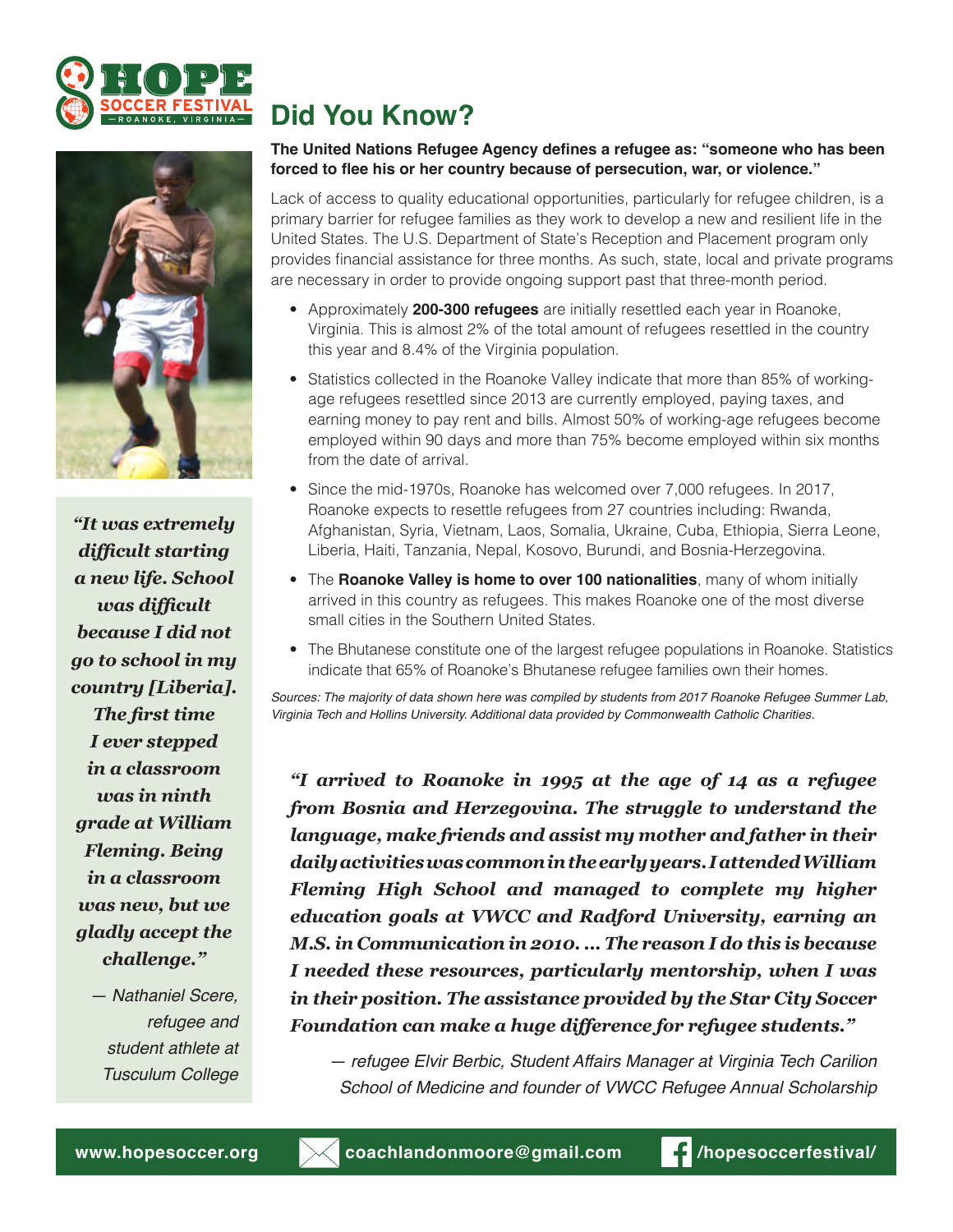# Did You Know?

**The United Nations Refugee Agency defines a refugee as: "someone who has been forced to flee his or her country because of persecution, war, or violence."**

Lack of access to quality educational opportunities, particularly for refugee children, is a primary barrier for refugee families as they work to develop a new and resilient life in the United States. The U.S. Department of State's Reception and Placement program only provides financial assistance for three months. As such, state, local and private programs are necessary in order to provide ongoing support past that three-month period.

- Approximately **200-300 refugees** are initially resettled each year in Roanoke, Virginia. This is almost 2% of the total amount of refugees resettled in the country this year and 8.4% of the Virginia population.
- Statistics collected in the Roanoke Valley indicate that more than 85% of working-age refugees resettled since 2013 are currently employed, paying taxes, and earning money to pay rent and bills. Almost 50% of working-age refugees become employed within 90 days and more than 75% become employed within six months from the date of arrival.
- Since the mid-1970s, Roanoke has welcomed over 7,000 refugees. In 2017, Roanoke expects to resettle refugees from 27 countries including: Rwanda, Afghanistan, Syria, Vietnam, Laos, Somalia, Ukraine, Cuba, Ethiopia, Sierra Leone, Liberia, Haiti, Tanzania, Nepal, Kosovo, Burundi, and Bosnia-Herzegovina.
- The **Roanoke Valley is home to over 100 nationalities**, many of whom initially arrived in this country as refugees. This makes Roanoke one of the most diverse small cities in the Southern United States.
- The Bhutanese constitute one of the largest refugee populations in Roanoke. Statistics indicate that 65% of Roanoke's Bhutanese refugee families own their homes.

*Sources: The majority of data shown here was compiled by students from 2017 Roanoke Refugee Summer Lab, Virginia Tech and Hollins University. Additional data provided by Commonwealth Catholic Charities.*

***"I arrived to Roanoke in 1995 at the age of 14 as a refugee from Bosnia and Herzegovina. The struggle to understand the language, make friends and assist my mother and father in their daily activities was common in the early years. I attended William Fleming High School and managed to complete my higher education goals at VWCC and Radford University, earning an M.S. in Communication in 2010. ... The reason I do this is because I needed these resources, particularly mentorship, when I was in their position. The assistance provided by the Star City Soccer Foundation can make a huge difference for refugee students."***

*— refugee Elvir Berbic, Student Affairs Manager at Virginia Tech Carilion School of Medicine and founder of VWCC Refugee Annual Scholarship*

***"It was extremely difficult starting a new life. School was difficult because I did not go to school in my country [Liberia]. The first time I ever stepped in a classroom was in ninth grade at William Fleming. Being in a classroom was new, but we gladly accept the challenge."***

*— Nathaniel Scere, refugee and student athlete at Tusculum College*

**www.hopesoccer.org** | **coachlandonmoore@gmail.com** | **/hopesoccerfestival/**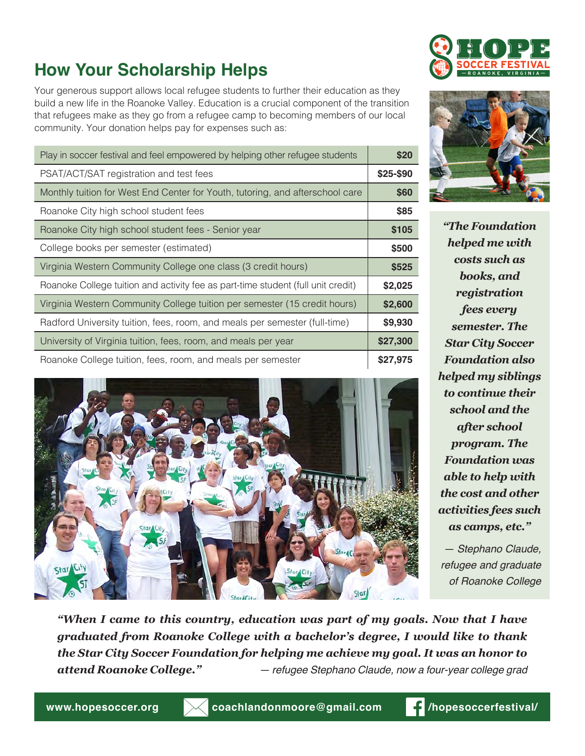## How Your Scholarship Helps

Your generous support allows local refugee students to further their education as they build a new life in the Roanoke Valley. Education is a crucial component of the transition that refugees make as they go from a refugee camp to becoming members of our local community. Your donation helps pay for expenses such as:

| Expense | Cost |
|---|---|
| Play in soccer festival and feel empowered by helping other refugee students | **$20** |
| PSAT/ACT/SAT registration and test fees | **$25-$90** |
| Monthly tuition for West End Center for Youth, tutoring, and afterschool care | **$60** |
| Roanoke City high school student fees | **$85** |
| Roanoke City high school student fees - Senior year | **$105** |
| College books per semester (estimated) | **$500** |
| Virginia Western Community College one class (3 credit hours) | **$525** |
| Roanoke College tuition and activity fee as part-time student (full unit credit) | **$2,025** |
| Virginia Western Community College tuition per semester (15 credit hours) | **$2,600** |
| Radford University tuition, fees, room, and meals per semester (full-time) | **$9,930** |
| University of Virginia tuition, fees, room, and meals per year | **$27,300** |
| Roanoke College tuition, fees, room, and meals per semester | **$27,975** |

***"The Foundation helped me with costs such as books, and registration fees every semester. The Star City Soccer Foundation also helped my siblings to continue their school and the after school program. The Foundation was able to help with the cost and other activities fees such as camps, etc."***

*— Stephano Claude, refugee and graduate of Roanoke College*

***"When I came to this country, education was part of my goals. Now that I have graduated from Roanoke College with a bachelor's degree, I would like to thank the Star City Soccer Foundation for helping me achieve my goal. It was an honor to attend Roanoke College."*** *— refugee Stephano Claude, now a four-year college grad*

**www.hopesoccer.org** | **coachlandonmoore@gmail.com** | **/hopesoccerfestival/**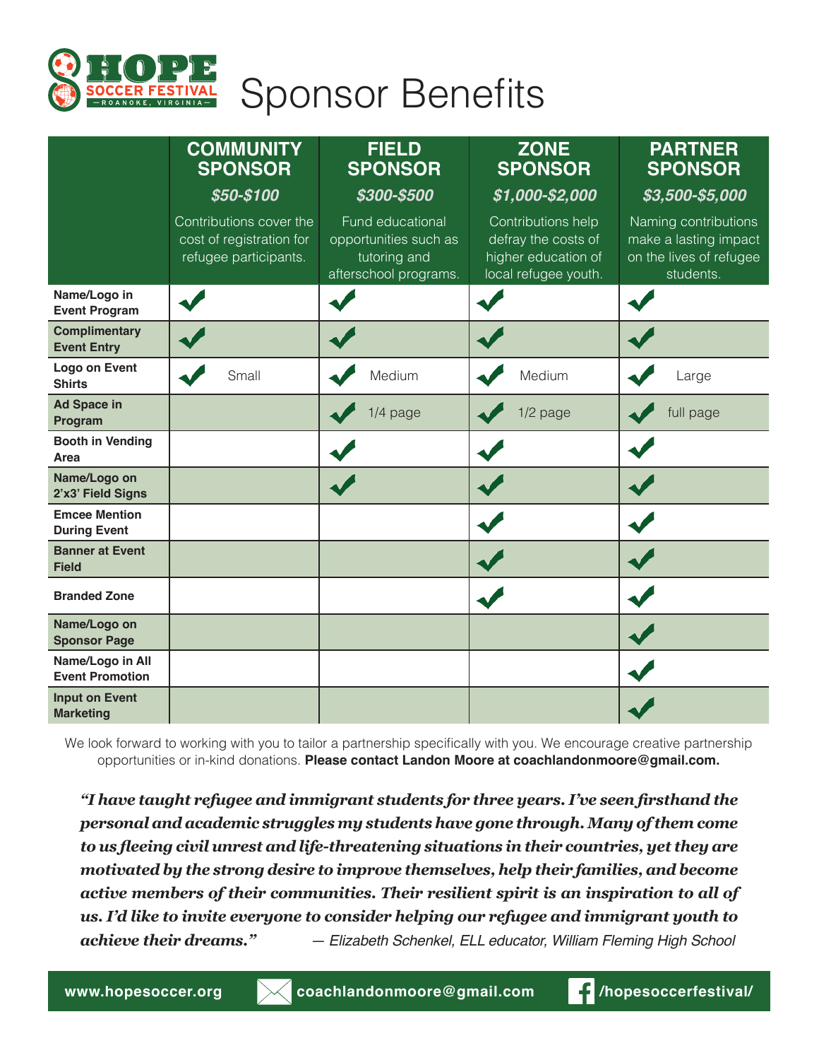# HOPE SOCCER FESTIVAL — ROANOKE, VIRGINIA — Sponsor Benefits

| | COMMUNITY SPONSOR *$50-$100* Contributions cover the cost of registration for refugee participants. | FIELD SPONSOR *$300-$500* Fund educational opportunities such as tutoring and afterschool programs. | ZONE SPONSOR *$1,000-$2,000* Contributions help defray the costs of higher education of local refugee youth. | PARTNER SPONSOR *$3,500-$5,000* Naming contributions make a lasting impact on the lives of refugee students. |
|---|---|---|---|---|
| **Name/Logo in Event Program** | ✓ | ✓ | ✓ | ✓ |
| **Complimentary Event Entry** | ✓ | ✓ | ✓ | ✓ |
| **Logo on Event Shirts** | ✓ Small | ✓ Medium | ✓ Medium | ✓ Large |
| **Ad Space in Program** | | ✓ 1/4 page | ✓ 1/2 page | ✓ full page |
| **Booth in Vending Area** | | ✓ | ✓ | ✓ |
| **Name/Logo on 2'x3' Field Signs** | | ✓ | ✓ | ✓ |
| **Emcee Mention During Event** | | | ✓ | ✓ |
| **Banner at Event Field** | | | ✓ | ✓ |
| **Branded Zone** | | | ✓ | ✓ |
| **Name/Logo on Sponsor Page** | | | | ✓ |
| **Name/Logo in All Event Promotion** | | | | ✓ |
| **Input on Event Marketing** | | | | ✓ |

We look forward to working with you to tailor a partnership specifically with you. We encourage creative partnership opportunities or in-kind donations. **Please contact Landon Moore at coachlandonmoore@gmail.com.**

***"I have taught refugee and immigrant students for three years. I've seen firsthand the personal and academic struggles my students have gone through. Many of them come to us fleeing civil unrest and life-threatening situations in their countries, yet they are motivated by the strong desire to improve themselves, help their families, and become active members of their communities. Their resilient spirit is an inspiration to all of us. I'd like to invite everyone to consider helping our refugee and immigrant youth to achieve their dreams."*** *— Elizabeth Schenkel, ELL educator, William Fleming High School*

**www.hopesoccer.org** **coachlandonmoore@gmail.com** **/hopesoccerfestival/**